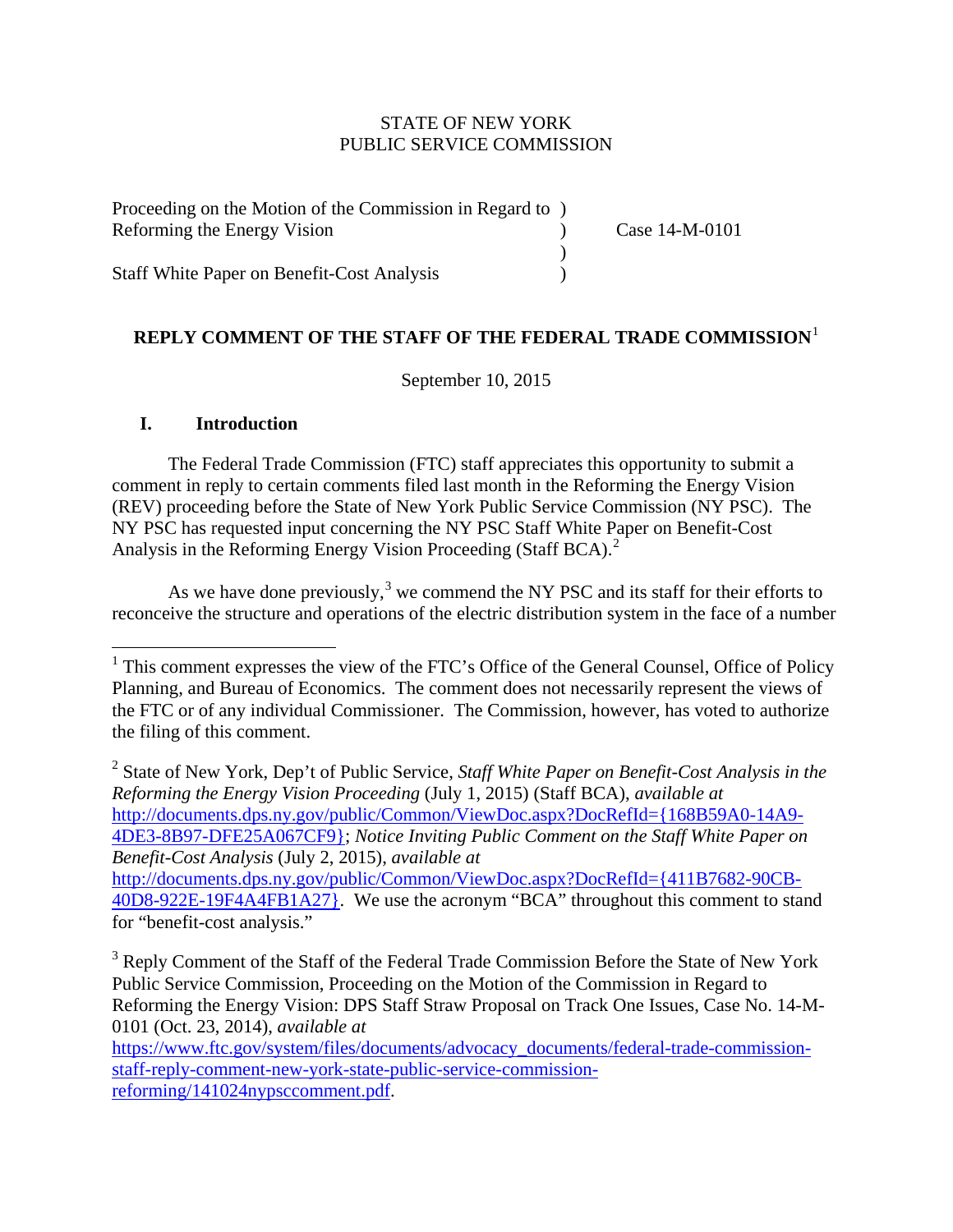STATE OF NEW YORK
PUBLIC SERVICE COMMISSION

| | | |
|---|---|---|
| Proceeding on the Motion of the Commission in Regard to Reforming the Energy Vision | ) ) | Case 14-M-0101 |
| | ) | |
| Staff White Paper on Benefit-Cost Analysis | ) | |

## REPLY COMMENT OF THE STAFF OF THE FEDERAL TRADE COMMISSION[1]

September 10, 2015

### I. Introduction

The Federal Trade Commission (FTC) staff appreciates this opportunity to submit a comment in reply to certain comments filed last month in the Reforming the Energy Vision (REV) proceeding before the State of New York Public Service Commission (NY PSC). The NY PSC has requested input concerning the NY PSC Staff White Paper on Benefit-Cost Analysis in the Reforming Energy Vision Proceeding (Staff BCA).[2]

As we have done previously,[3] we commend the NY PSC and its staff for their efforts to reconceive the structure and operations of the electric distribution system in the face of a number

---

[1] This comment expresses the view of the FTC's Office of the General Counsel, Office of Policy Planning, and Bureau of Economics. The comment does not necessarily represent the views of the FTC or of any individual Commissioner. The Commission, however, has voted to authorize the filing of this comment.

[2] State of New York, Dep't of Public Service, *Staff White Paper on Benefit-Cost Analysis in the Reforming the Energy Vision Proceeding* (July 1, 2015) (Staff BCA), *available at* http://documents.dps.ny.gov/public/Common/ViewDoc.aspx?DocRefId={168B59A0-14A9-4DE3-8B97-DFE25A067CF9}; *Notice Inviting Public Comment on the Staff White Paper on Benefit-Cost Analysis* (July 2, 2015), *available at* http://documents.dps.ny.gov/public/Common/ViewDoc.aspx?DocRefId={411B7682-90CB-40D8-922E-19F4A4FB1A27}. We use the acronym "BCA" throughout this comment to stand for "benefit-cost analysis."

[3] Reply Comment of the Staff of the Federal Trade Commission Before the State of New York Public Service Commission, Proceeding on the Motion of the Commission in Regard to Reforming the Energy Vision: DPS Staff Straw Proposal on Track One Issues, Case No. 14-M-0101 (Oct. 23, 2014), *available at* https://www.ftc.gov/system/files/documents/advocacy_documents/federal-trade-commission-staff-reply-comment-new-york-state-public-service-commission-reforming/141024nypsccomment.pdf.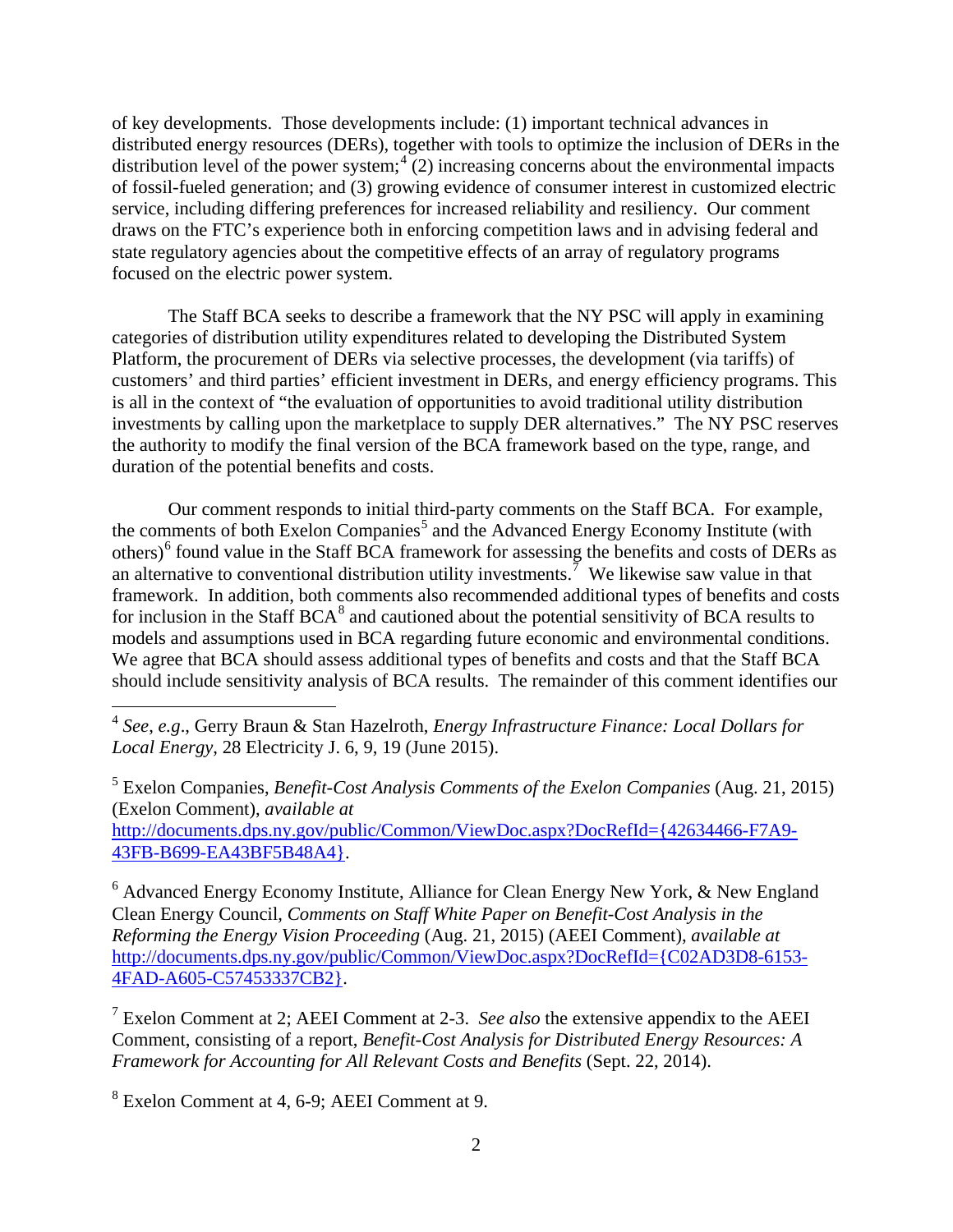of key developments. Those developments include: (1) important technical advances in distributed energy resources (DERs), together with tools to optimize the inclusion of DERs in the distribution level of the power system;[4] (2) increasing concerns about the environmental impacts of fossil-fueled generation; and (3) growing evidence of consumer interest in customized electric service, including differing preferences for increased reliability and resiliency. Our comment draws on the FTC's experience both in enforcing competition laws and in advising federal and state regulatory agencies about the competitive effects of an array of regulatory programs focused on the electric power system.

The Staff BCA seeks to describe a framework that the NY PSC will apply in examining categories of distribution utility expenditures related to developing the Distributed System Platform, the procurement of DERs via selective processes, the development (via tariffs) of customers' and third parties' efficient investment in DERs, and energy efficiency programs. This is all in the context of "the evaluation of opportunities to avoid traditional utility distribution investments by calling upon the marketplace to supply DER alternatives." The NY PSC reserves the authority to modify the final version of the BCA framework based on the type, range, and duration of the potential benefits and costs.

Our comment responds to initial third-party comments on the Staff BCA. For example, the comments of both Exelon Companies[5] and the Advanced Energy Economy Institute (with others)[6] found value in the Staff BCA framework for assessing the benefits and costs of DERs as an alternative to conventional distribution utility investments.[7] We likewise saw value in that framework. In addition, both comments also recommended additional types of benefits and costs for inclusion in the Staff BCA[8] and cautioned about the potential sensitivity of BCA results to models and assumptions used in BCA regarding future economic and environmental conditions. We agree that BCA should assess additional types of benefits and costs and that the Staff BCA should include sensitivity analysis of BCA results. The remainder of this comment identifies our

---

[4] *See*, *e.g*., Gerry Braun & Stan Hazelroth, *Energy Infrastructure Finance: Local Dollars for Local Energy*, 28 Electricity J. 6, 9, 19 (June 2015).

[5] Exelon Companies, *Benefit-Cost Analysis Comments of the Exelon Companies* (Aug. 21, 2015) (Exelon Comment), *available at* http://documents.dps.ny.gov/public/Common/ViewDoc.aspx?DocRefId={42634466-F7A9-43FB-B699-EA43BF5B48A4}.

[6] Advanced Energy Economy Institute, Alliance for Clean Energy New York, & New England Clean Energy Council, *Comments on Staff White Paper on Benefit-Cost Analysis in the Reforming the Energy Vision Proceeding* (Aug. 21, 2015) (AEEI Comment), *available at* http://documents.dps.ny.gov/public/Common/ViewDoc.aspx?DocRefId={C02AD3D8-6153-4FAD-A605-C57453337CB2}.

[7] Exelon Comment at 2; AEEI Comment at 2-3. *See also* the extensive appendix to the AEEI Comment, consisting of a report, *Benefit-Cost Analysis for Distributed Energy Resources: A Framework for Accounting for All Relevant Costs and Benefits* (Sept. 22, 2014).

[8] Exelon Comment at 4, 6-9; AEEI Comment at 9.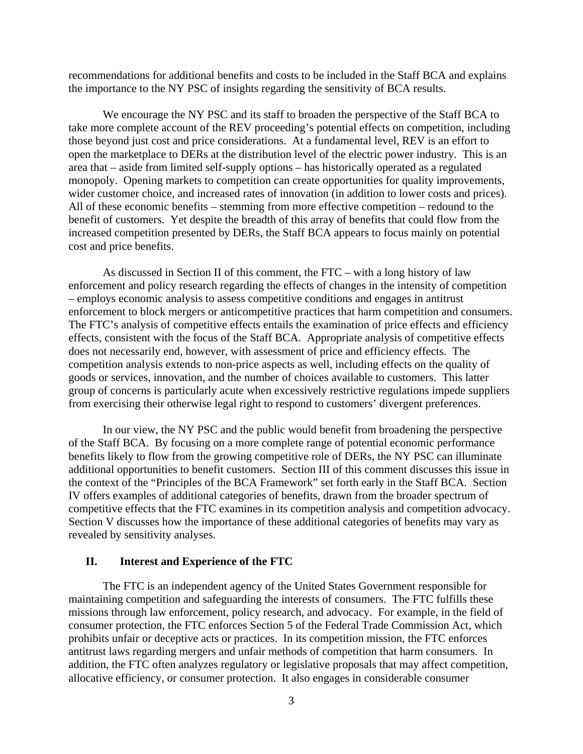recommendations for additional benefits and costs to be included in the Staff BCA and explains the importance to the NY PSC of insights regarding the sensitivity of BCA results.

We encourage the NY PSC and its staff to broaden the perspective of the Staff BCA to take more complete account of the REV proceeding's potential effects on competition, including those beyond just cost and price considerations. At a fundamental level, REV is an effort to open the marketplace to DERs at the distribution level of the electric power industry. This is an area that – aside from limited self-supply options – has historically operated as a regulated monopoly. Opening markets to competition can create opportunities for quality improvements, wider customer choice, and increased rates of innovation (in addition to lower costs and prices). All of these economic benefits – stemming from more effective competition – redound to the benefit of customers. Yet despite the breadth of this array of benefits that could flow from the increased competition presented by DERs, the Staff BCA appears to focus mainly on potential cost and price benefits.

As discussed in Section II of this comment, the FTC – with a long history of law enforcement and policy research regarding the effects of changes in the intensity of competition – employs economic analysis to assess competitive conditions and engages in antitrust enforcement to block mergers or anticompetitive practices that harm competition and consumers. The FTC's analysis of competitive effects entails the examination of price effects and efficiency effects, consistent with the focus of the Staff BCA. Appropriate analysis of competitive effects does not necessarily end, however, with assessment of price and efficiency effects. The competition analysis extends to non-price aspects as well, including effects on the quality of goods or services, innovation, and the number of choices available to customers. This latter group of concerns is particularly acute when excessively restrictive regulations impede suppliers from exercising their otherwise legal right to respond to customers' divergent preferences.

In our view, the NY PSC and the public would benefit from broadening the perspective of the Staff BCA. By focusing on a more complete range of potential economic performance benefits likely to flow from the growing competitive role of DERs, the NY PSC can illuminate additional opportunities to benefit customers. Section III of this comment discusses this issue in the context of the "Principles of the BCA Framework" set forth early in the Staff BCA. Section IV offers examples of additional categories of benefits, drawn from the broader spectrum of competitive effects that the FTC examines in its competition analysis and competition advocacy. Section V discusses how the importance of these additional categories of benefits may vary as revealed by sensitivity analyses.

## II. Interest and Experience of the FTC

The FTC is an independent agency of the United States Government responsible for maintaining competition and safeguarding the interests of consumers. The FTC fulfills these missions through law enforcement, policy research, and advocacy. For example, in the field of consumer protection, the FTC enforces Section 5 of the Federal Trade Commission Act, which prohibits unfair or deceptive acts or practices. In its competition mission, the FTC enforces antitrust laws regarding mergers and unfair methods of competition that harm consumers. In addition, the FTC often analyzes regulatory or legislative proposals that may affect competition, allocative efficiency, or consumer protection. It also engages in considerable consumer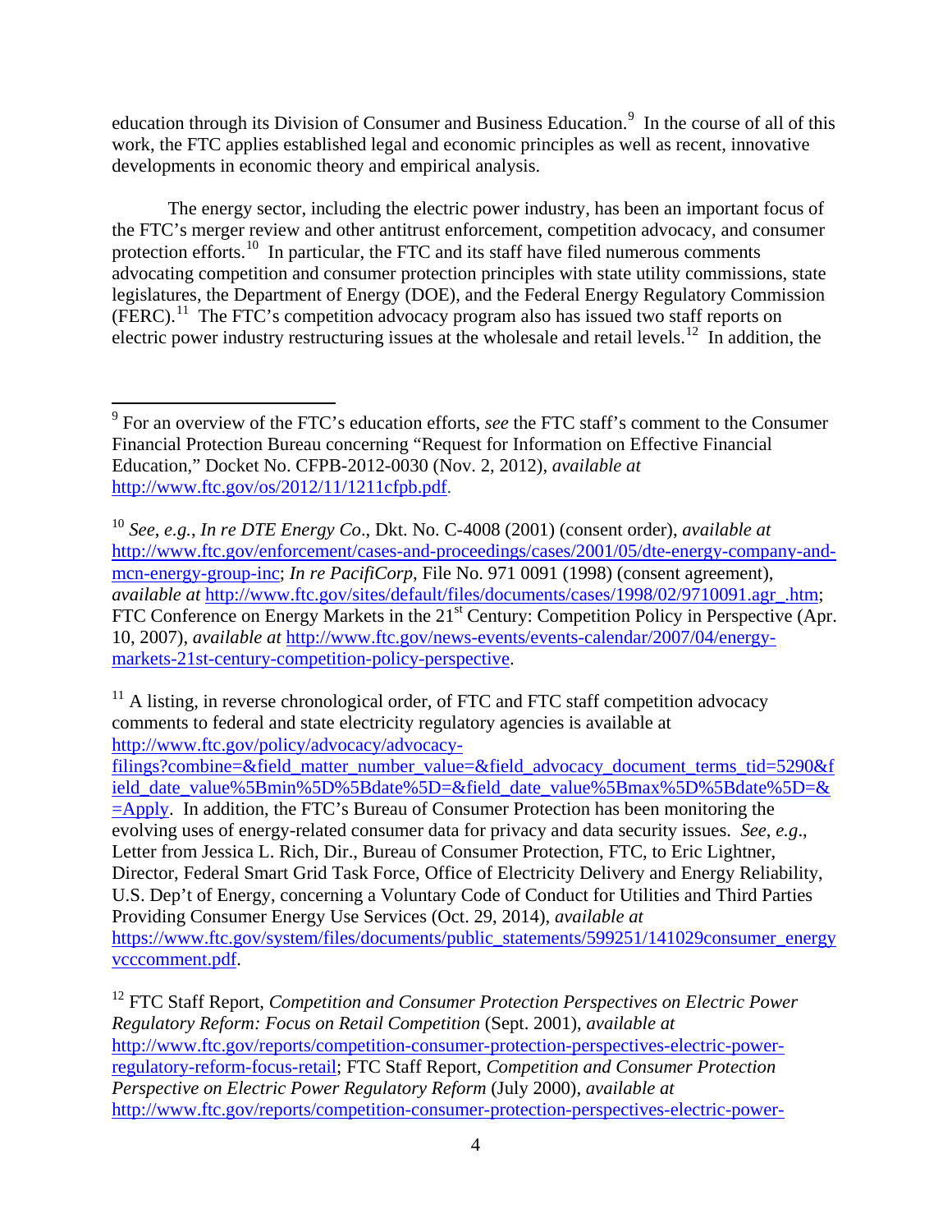education through its Division of Consumer and Business Education.[9] In the course of all of this work, the FTC applies established legal and economic principles as well as recent, innovative developments in economic theory and empirical analysis.

The energy sector, including the electric power industry, has been an important focus of the FTC's merger review and other antitrust enforcement, competition advocacy, and consumer protection efforts.[10] In particular, the FTC and its staff have filed numerous comments advocating competition and consumer protection principles with state utility commissions, state legislatures, the Department of Energy (DOE), and the Federal Energy Regulatory Commission (FERC).[11] The FTC's competition advocacy program also has issued two staff reports on electric power industry restructuring issues at the wholesale and retail levels.[12] In addition, the

---

[9] For an overview of the FTC's education efforts, *see* the FTC staff's comment to the Consumer Financial Protection Bureau concerning "Request for Information on Effective Financial Education," Docket No. CFPB-2012-0030 (Nov. 2, 2012), *available at* http://www.ftc.gov/os/2012/11/1211cfpb.pdf.

[10] *See*, *e.g.*, *In re DTE Energy Co*., Dkt. No. C-4008 (2001) (consent order), *available at* http://www.ftc.gov/enforcement/cases-and-proceedings/cases/2001/05/dte-energy-company-and-mcn-energy-group-inc; *In re PacifiCorp*, File No. 971 0091 (1998) (consent agreement), *available at* http://www.ftc.gov/sites/default/files/documents/cases/1998/02/9710091.agr_.htm; FTC Conference on Energy Markets in the 21st Century: Competition Policy in Perspective (Apr. 10, 2007), *available at* http://www.ftc.gov/news-events/events-calendar/2007/04/energy-markets-21st-century-competition-policy-perspective.

[11] A listing, in reverse chronological order, of FTC and FTC staff competition advocacy comments to federal and state electricity regulatory agencies is available at http://www.ftc.gov/policy/advocacy/advocacy-filings?combine=&field_matter_number_value=&field_advocacy_document_terms_tid=5290&field_date_value%5Bmin%5D%5Bdate%5D=&field_date_value%5Bmax%5D%5Bdate%5D=&=Apply. In addition, the FTC's Bureau of Consumer Protection has been monitoring the evolving uses of energy-related consumer data for privacy and data security issues. *See*, *e.g*., Letter from Jessica L. Rich, Dir., Bureau of Consumer Protection, FTC, to Eric Lightner, Director, Federal Smart Grid Task Force, Office of Electricity Delivery and Energy Reliability, U.S. Dep't of Energy, concerning a Voluntary Code of Conduct for Utilities and Third Parties Providing Consumer Energy Use Services (Oct. 29, 2014), *available at* https://www.ftc.gov/system/files/documents/public_statements/599251/141029consumer_energyvcccomment.pdf.

[12] FTC Staff Report, *Competition and Consumer Protection Perspectives on Electric Power Regulatory Reform: Focus on Retail Competition* (Sept. 2001), *available at* http://www.ftc.gov/reports/competition-consumer-protection-perspectives-electric-power-regulatory-reform-focus-retail; FTC Staff Report, *Competition and Consumer Protection Perspective on Electric Power Regulatory Reform* (July 2000), *available at* http://www.ftc.gov/reports/competition-consumer-protection-perspectives-electric-power-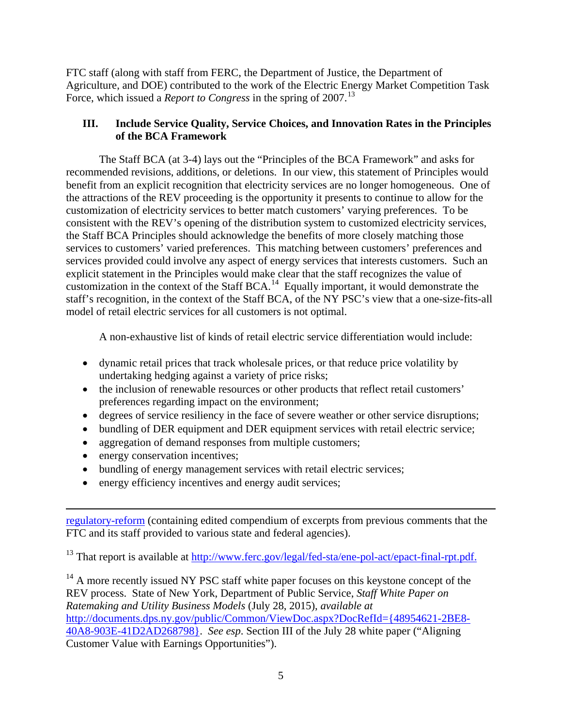FTC staff (along with staff from FERC, the Department of Justice, the Department of Agriculture, and DOE) contributed to the work of the Electric Energy Market Competition Task Force, which issued a *Report to Congress* in the spring of 2007.[13]

### III. Include Service Quality, Service Choices, and Innovation Rates in the Principles of the BCA Framework

The Staff BCA (at 3-4) lays out the "Principles of the BCA Framework" and asks for recommended revisions, additions, or deletions. In our view, this statement of Principles would benefit from an explicit recognition that electricity services are no longer homogeneous. One of the attractions of the REV proceeding is the opportunity it presents to continue to allow for the customization of electricity services to better match customers' varying preferences. To be consistent with the REV's opening of the distribution system to customized electricity services, the Staff BCA Principles should acknowledge the benefits of more closely matching those services to customers' varied preferences. This matching between customers' preferences and services provided could involve any aspect of energy services that interests customers. Such an explicit statement in the Principles would make clear that the staff recognizes the value of customization in the context of the Staff BCA.[14] Equally important, it would demonstrate the staff's recognition, in the context of the Staff BCA, of the NY PSC's view that a one-size-fits-all model of retail electric services for all customers is not optimal.

A non-exhaustive list of kinds of retail electric service differentiation would include:

- dynamic retail prices that track wholesale prices, or that reduce price volatility by undertaking hedging against a variety of price risks;
- the inclusion of renewable resources or other products that reflect retail customers' preferences regarding impact on the environment;
- degrees of service resiliency in the face of severe weather or other service disruptions;
- bundling of DER equipment and DER equipment services with retail electric service;
- aggregation of demand responses from multiple customers;
- energy conservation incentives;
- bundling of energy management services with retail electric services;
- energy efficiency incentives and energy audit services;

---

regulatory-reform (containing edited compendium of excerpts from previous comments that the FTC and its staff provided to various state and federal agencies).

[13] That report is available at http://www.ferc.gov/legal/fed-sta/ene-pol-act/epact-final-rpt.pdf.

[14] A more recently issued NY PSC staff white paper focuses on this keystone concept of the REV process. State of New York, Department of Public Service, *Staff White Paper on Ratemaking and Utility Business Models* (July 28, 2015), *available at* http://documents.dps.ny.gov/public/Common/ViewDoc.aspx?DocRefId={48954621-2BE8-40A8-903E-41D2AD268798}. *See esp*. Section III of the July 28 white paper ("Aligning Customer Value with Earnings Opportunities").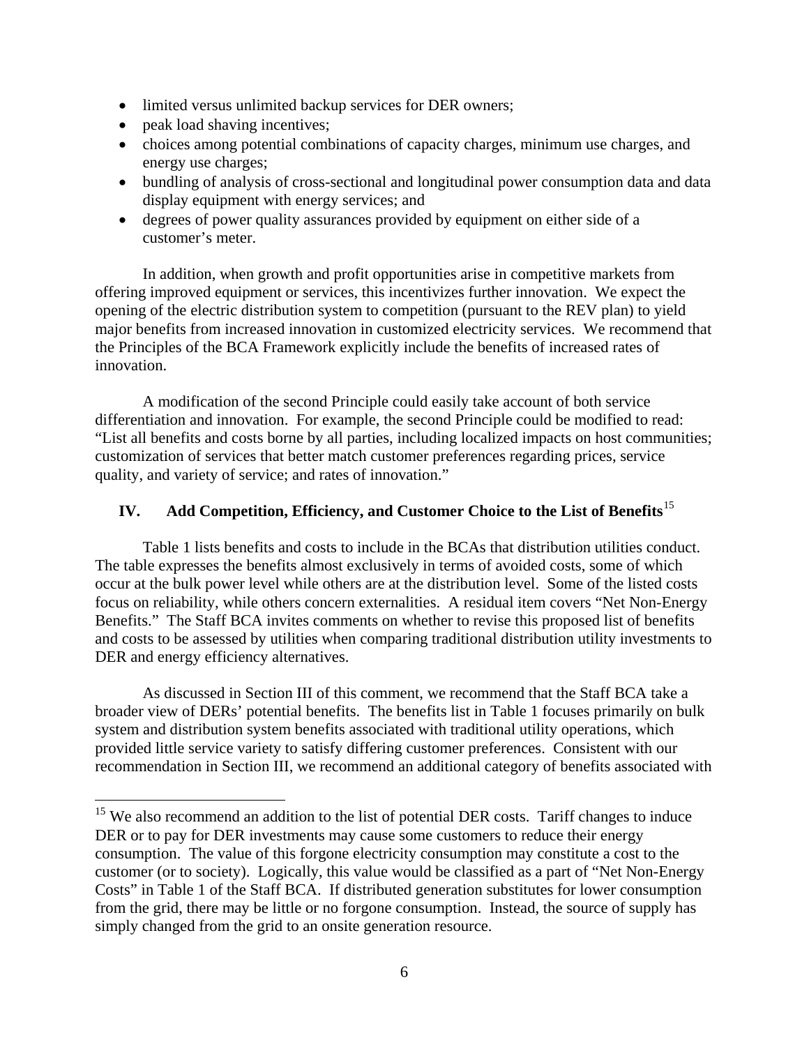- limited versus unlimited backup services for DER owners;
- peak load shaving incentives;
- choices among potential combinations of capacity charges, minimum use charges, and energy use charges;
- bundling of analysis of cross-sectional and longitudinal power consumption data and data display equipment with energy services; and
- degrees of power quality assurances provided by equipment on either side of a customer's meter.

In addition, when growth and profit opportunities arise in competitive markets from offering improved equipment or services, this incentivizes further innovation. We expect the opening of the electric distribution system to competition (pursuant to the REV plan) to yield major benefits from increased innovation in customized electricity services. We recommend that the Principles of the BCA Framework explicitly include the benefits of increased rates of innovation.

A modification of the second Principle could easily take account of both service differentiation and innovation. For example, the second Principle could be modified to read: "List all benefits and costs borne by all parties, including localized impacts on host communities; customization of services that better match customer preferences regarding prices, service quality, and variety of service; and rates of innovation."

## IV. Add Competition, Efficiency, and Customer Choice to the List of Benefits[15]

Table 1 lists benefits and costs to include in the BCAs that distribution utilities conduct. The table expresses the benefits almost exclusively in terms of avoided costs, some of which occur at the bulk power level while others are at the distribution level. Some of the listed costs focus on reliability, while others concern externalities. A residual item covers "Net Non-Energy Benefits." The Staff BCA invites comments on whether to revise this proposed list of benefits and costs to be assessed by utilities when comparing traditional distribution utility investments to DER and energy efficiency alternatives.

As discussed in Section III of this comment, we recommend that the Staff BCA take a broader view of DERs' potential benefits. The benefits list in Table 1 focuses primarily on bulk system and distribution system benefits associated with traditional utility operations, which provided little service variety to satisfy differing customer preferences. Consistent with our recommendation in Section III, we recommend an additional category of benefits associated with

[15] We also recommend an addition to the list of potential DER costs. Tariff changes to induce DER or to pay for DER investments may cause some customers to reduce their energy consumption. The value of this forgone electricity consumption may constitute a cost to the customer (or to society). Logically, this value would be classified as a part of "Net Non-Energy Costs" in Table 1 of the Staff BCA. If distributed generation substitutes for lower consumption from the grid, there may be little or no forgone consumption. Instead, the source of supply has simply changed from the grid to an onsite generation resource.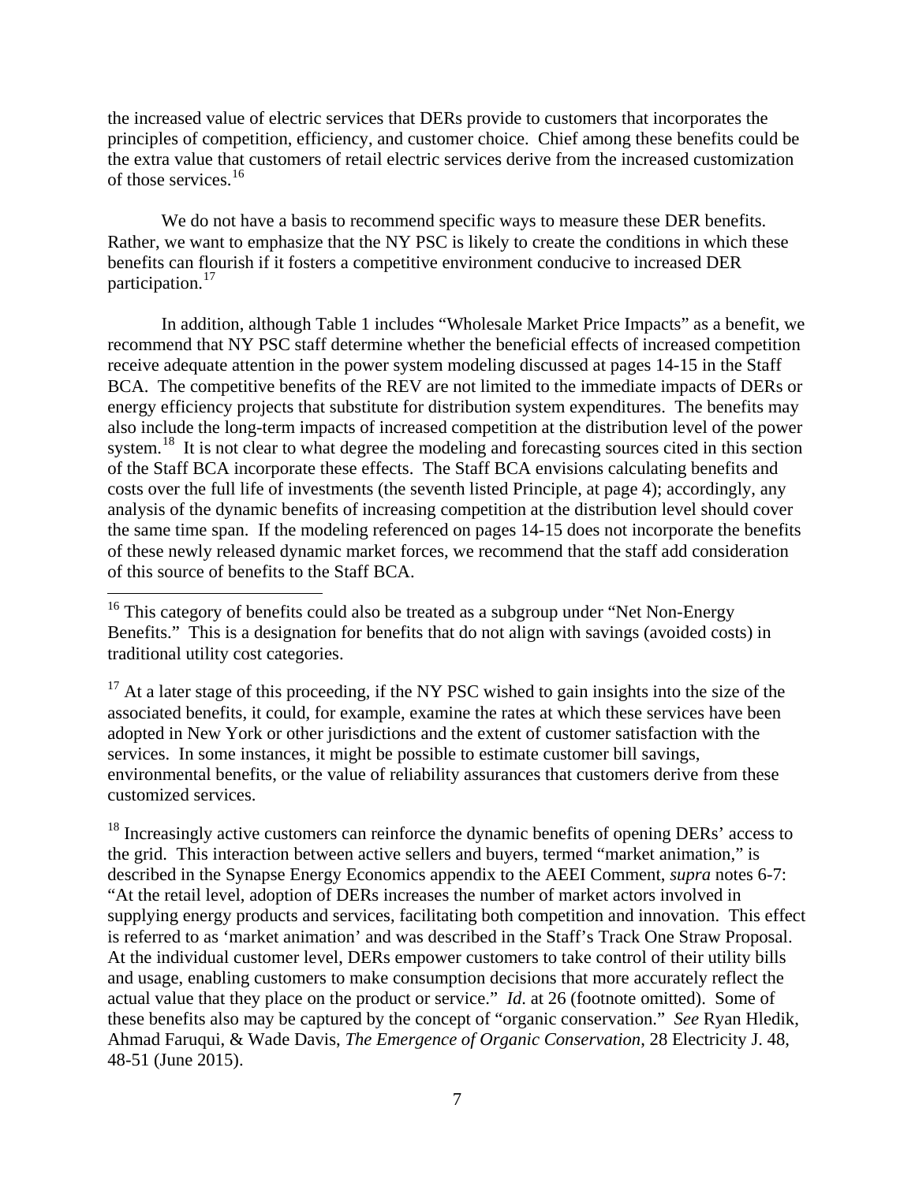the increased value of electric services that DERs provide to customers that incorporates the principles of competition, efficiency, and customer choice. Chief among these benefits could be the extra value that customers of retail electric services derive from the increased customization of those services.[16]

We do not have a basis to recommend specific ways to measure these DER benefits. Rather, we want to emphasize that the NY PSC is likely to create the conditions in which these benefits can flourish if it fosters a competitive environment conducive to increased DER participation.[17]

In addition, although Table 1 includes "Wholesale Market Price Impacts" as a benefit, we recommend that NY PSC staff determine whether the beneficial effects of increased competition receive adequate attention in the power system modeling discussed at pages 14-15 in the Staff BCA. The competitive benefits of the REV are not limited to the immediate impacts of DERs or energy efficiency projects that substitute for distribution system expenditures. The benefits may also include the long-term impacts of increased competition at the distribution level of the power system.[18] It is not clear to what degree the modeling and forecasting sources cited in this section of the Staff BCA incorporate these effects. The Staff BCA envisions calculating benefits and costs over the full life of investments (the seventh listed Principle, at page 4); accordingly, any analysis of the dynamic benefits of increasing competition at the distribution level should cover the same time span. If the modeling referenced on pages 14-15 does not incorporate the benefits of these newly released dynamic market forces, we recommend that the staff add consideration of this source of benefits to the Staff BCA.

---

[16] This category of benefits could also be treated as a subgroup under "Net Non-Energy Benefits." This is a designation for benefits that do not align with savings (avoided costs) in traditional utility cost categories.

[17] At a later stage of this proceeding, if the NY PSC wished to gain insights into the size of the associated benefits, it could, for example, examine the rates at which these services have been adopted in New York or other jurisdictions and the extent of customer satisfaction with the services. In some instances, it might be possible to estimate customer bill savings, environmental benefits, or the value of reliability assurances that customers derive from these customized services.

[18] Increasingly active customers can reinforce the dynamic benefits of opening DERs' access to the grid. This interaction between active sellers and buyers, termed "market animation," is described in the Synapse Energy Economics appendix to the AEEI Comment, *supra* notes 6-7: "At the retail level, adoption of DERs increases the number of market actors involved in supplying energy products and services, facilitating both competition and innovation. This effect is referred to as 'market animation' and was described in the Staff's Track One Straw Proposal. At the individual customer level, DERs empower customers to take control of their utility bills and usage, enabling customers to make consumption decisions that more accurately reflect the actual value that they place on the product or service." *Id*. at 26 (footnote omitted). Some of these benefits also may be captured by the concept of "organic conservation." *See* Ryan Hledik, Ahmad Faruqui, & Wade Davis, *The Emergence of Organic Conservation*, 28 Electricity J. 48, 48-51 (June 2015).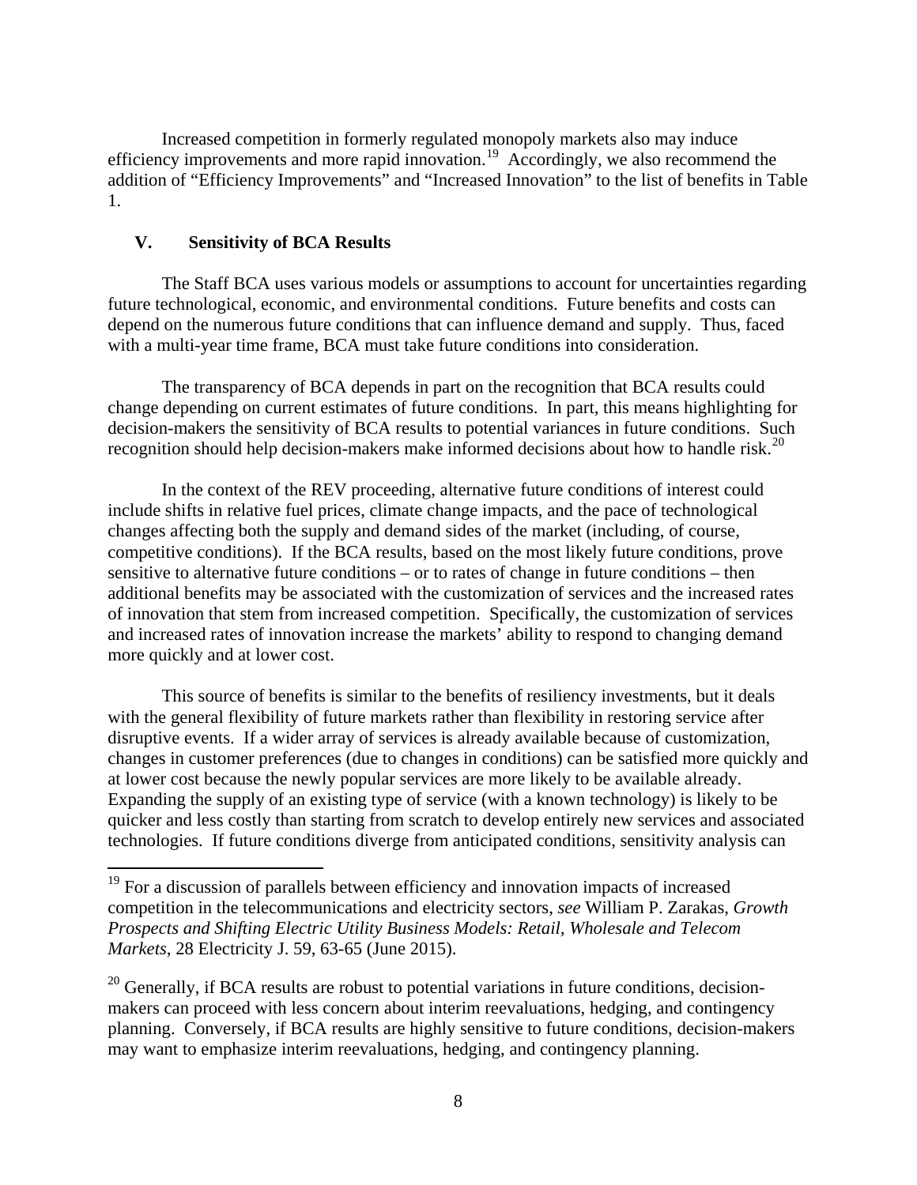Increased competition in formerly regulated monopoly markets also may induce efficiency improvements and more rapid innovation.[19] Accordingly, we also recommend the addition of "Efficiency Improvements" and "Increased Innovation" to the list of benefits in Table 1.

## V. Sensitivity of BCA Results

The Staff BCA uses various models or assumptions to account for uncertainties regarding future technological, economic, and environmental conditions. Future benefits and costs can depend on the numerous future conditions that can influence demand and supply. Thus, faced with a multi-year time frame, BCA must take future conditions into consideration.

The transparency of BCA depends in part on the recognition that BCA results could change depending on current estimates of future conditions. In part, this means highlighting for decision-makers the sensitivity of BCA results to potential variances in future conditions. Such recognition should help decision-makers make informed decisions about how to handle risk.[20]

In the context of the REV proceeding, alternative future conditions of interest could include shifts in relative fuel prices, climate change impacts, and the pace of technological changes affecting both the supply and demand sides of the market (including, of course, competitive conditions). If the BCA results, based on the most likely future conditions, prove sensitive to alternative future conditions – or to rates of change in future conditions – then additional benefits may be associated with the customization of services and the increased rates of innovation that stem from increased competition. Specifically, the customization of services and increased rates of innovation increase the markets' ability to respond to changing demand more quickly and at lower cost.

This source of benefits is similar to the benefits of resiliency investments, but it deals with the general flexibility of future markets rather than flexibility in restoring service after disruptive events. If a wider array of services is already available because of customization, changes in customer preferences (due to changes in conditions) can be satisfied more quickly and at lower cost because the newly popular services are more likely to be available already. Expanding the supply of an existing type of service (with a known technology) is likely to be quicker and less costly than starting from scratch to develop entirely new services and associated technologies. If future conditions diverge from anticipated conditions, sensitivity analysis can

---

[19] For a discussion of parallels between efficiency and innovation impacts of increased competition in the telecommunications and electricity sectors, *see* William P. Zarakas, *Growth Prospects and Shifting Electric Utility Business Models: Retail, Wholesale and Telecom Markets*, 28 Electricity J. 59, 63-65 (June 2015).

[20] Generally, if BCA results are robust to potential variations in future conditions, decision-makers can proceed with less concern about interim reevaluations, hedging, and contingency planning. Conversely, if BCA results are highly sensitive to future conditions, decision-makers may want to emphasize interim reevaluations, hedging, and contingency planning.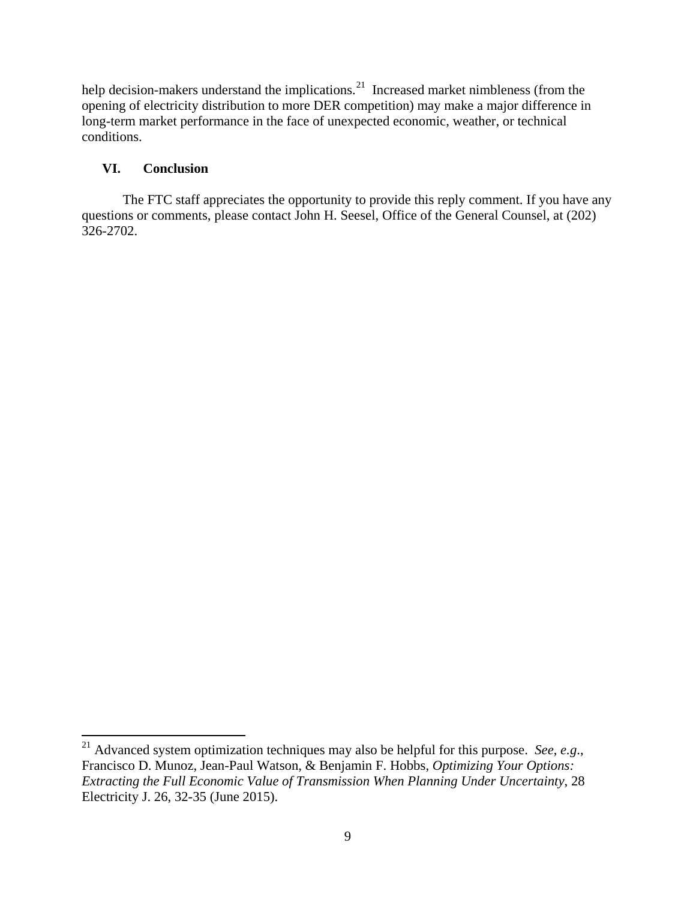help decision-makers understand the implications.[21] Increased market nimbleness (from the opening of electricity distribution to more DER competition) may make a major difference in long-term market performance in the face of unexpected economic, weather, or technical conditions.

## VI. Conclusion

The FTC staff appreciates the opportunity to provide this reply comment. If you have any questions or comments, please contact John H. Seesel, Office of the General Counsel, at (202) 326-2702.

---

[21] Advanced system optimization techniques may also be helpful for this purpose. *See, e.g.*, Francisco D. Munoz, Jean-Paul Watson, & Benjamin F. Hobbs, *Optimizing Your Options: Extracting the Full Economic Value of Transmission When Planning Under Uncertainty*, 28 Electricity J. 26, 32-35 (June 2015).